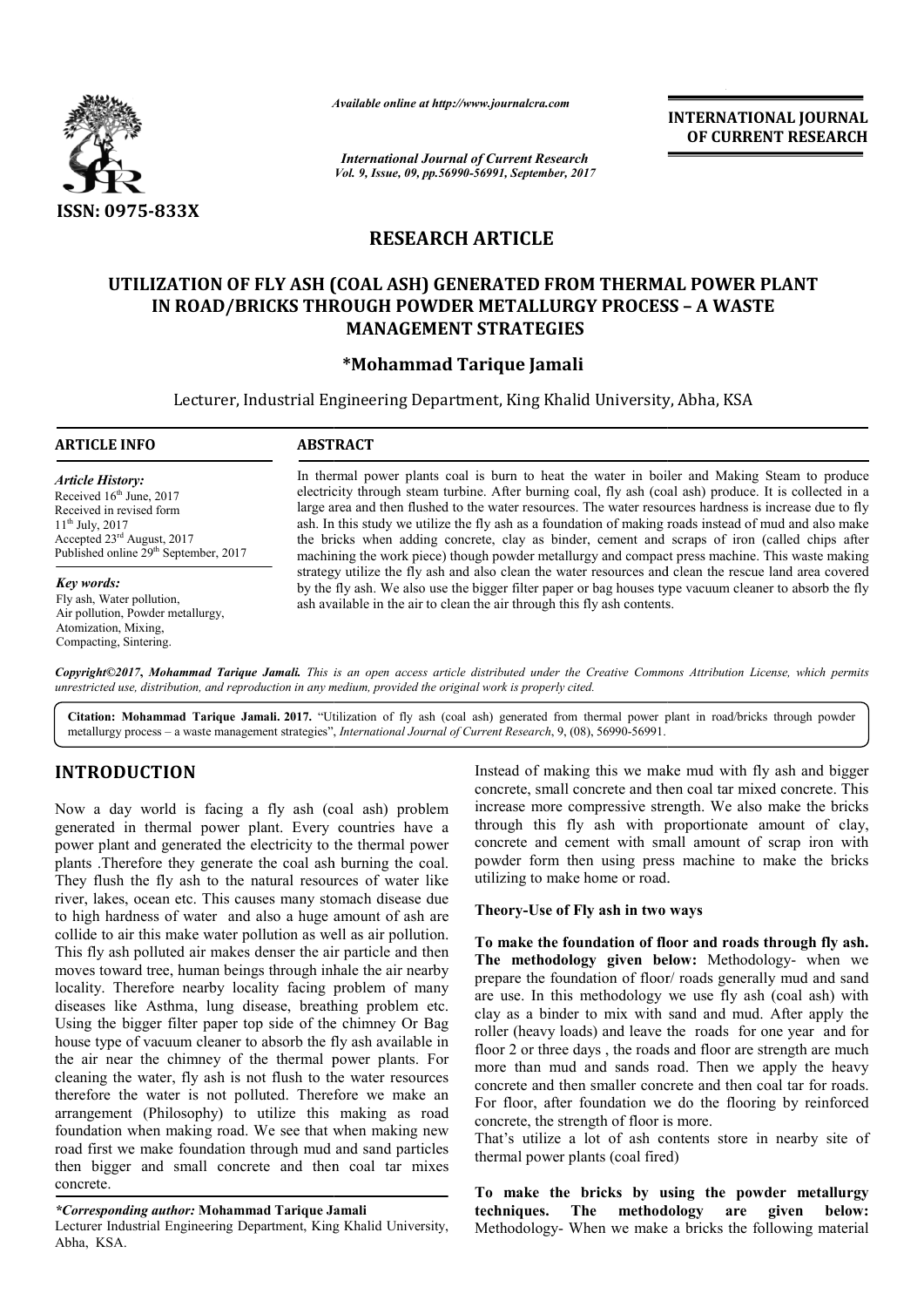*Available online at http://www.journalcra.com*

*International Journal of Current Research*
*Vol. 9, Issue, 09, pp.56990-56991, September, 2017*

**INTERNATIONAL JOURNAL OF CURRENT RESEARCH**

ISSN: 0975-833X

## RESEARCH ARTICLE

# UTILIZATION OF FLY ASH (COAL ASH) GENERATED FROM THERMAL POWER PLANT IN ROAD/BRICKS THROUGH POWDER METALLURGY PROCESS – A WASTE MANAGEMENT STRATEGIES

**\*Mohammad Tarique Jamali**

Lecturer, Industrial Engineering Department, King Khalid University, Abha, KSA

**ARTICLE INFO**

*Article History:*
Received 16th June, 2017
Received in revised form
11th July, 2017
Accepted 23rd August, 2017
Published online 29th September, 2017

*Key words:*
Fly ash, Water pollution, Air pollution, Powder metallurgy, Atomization, Mixing, Compacting, Sintering.

**ABSTRACT**

In thermal power plants coal is burn to heat the water in boiler and Making Steam to produce electricity through steam turbine. After burning coal, fly ash (coal ash) produce. It is collected in a large area and then flushed to the water resources. The water resources hardness is increase due to fly ash. In this study we utilize the fly ash as a foundation of making roads instead of mud and also make the bricks when adding concrete, clay as binder, cement and scraps of iron (called chips after machining the work piece) though powder metallurgy and compact press machine. This waste making strategy utilize the fly ash and also clean the water resources and clean the rescue land area covered by the fly ash. We also use the bigger filter paper or bag houses type vacuum cleaner to absorb the fly ash available in the air to clean the air through this fly ash contents.

*Copyright©2017, Mohammad Tarique Jamali. This is an open access article distributed under the Creative Commons Attribution License, which permits unrestricted use, distribution, and reproduction in any medium, provided the original work is properly cited.*

**Citation: Mohammad Tarique Jamali. 2017.** "Utilization of fly ash (coal ash) generated from thermal power plant in road/bricks through powder metallurgy process – a waste management strategies", *International Journal of Current Research*, 9, (08), 56990-56991.

## INTRODUCTION

Now a day world is facing a fly ash (coal ash) problem generated in thermal power plant. Every countries have a power plant and generated the electricity to the thermal power plants .Therefore they generate the coal ash burning the coal. They flush the fly ash to the natural resources of water like river, lakes, ocean etc. This causes many stomach disease due to high hardness of water and also a huge amount of ash are collide to air this make water pollution as well as air pollution. This fly ash polluted air makes denser the air particle and then moves toward tree, human beings through inhale the air nearby locality. Therefore nearby locality facing problem of many diseases like Asthma, lung disease, breathing problem etc. Using the bigger filter paper top side of the chimney Or Bag house type of vacuum cleaner to absorb the fly ash available in the air near the chimney of the thermal power plants. For cleaning the water, fly ash is not flush to the water resources therefore the water is not polluted. Therefore we make an arrangement (Philosophy) to utilize this making as road foundation when making road. We see that when making new road first we make foundation through mud and sand particles then bigger and small concrete and then coal tar mixes concrete.

Instead of making this we make mud with fly ash and bigger concrete, small concrete and then coal tar mixed concrete. This increase more compressive strength. We also make the bricks through this fly ash with proportionate amount of clay, concrete and cement with small amount of scrap iron with powder form then using press machine to make the bricks utilizing to make home or road.

### Theory-Use of Fly ash in two ways

**To make the foundation of floor and roads through fly ash. The methodology given below:** Methodology- when we prepare the foundation of floor/ roads generally mud and sand are use. In this methodology we use fly ash (coal ash) with clay as a binder to mix with sand and mud. After apply the roller (heavy loads) and leave the roads for one year and for floor 2 or three days , the roads and floor are strength are much more than mud and sands road. Then we apply the heavy concrete and then smaller concrete and then coal tar for roads. For floor, after foundation we do the flooring by reinforced concrete, the strength of floor is more.

That's utilize a lot of ash contents store in nearby site of thermal power plants (coal fired)

**To make the bricks by using the powder metallurgy techniques. The methodology are given below:** Methodology- When we make a bricks the following material

*\*Corresponding author:* **Mohammad Tarique Jamali**
Lecturer Industrial Engineering Department, King Khalid University, Abha, KSA.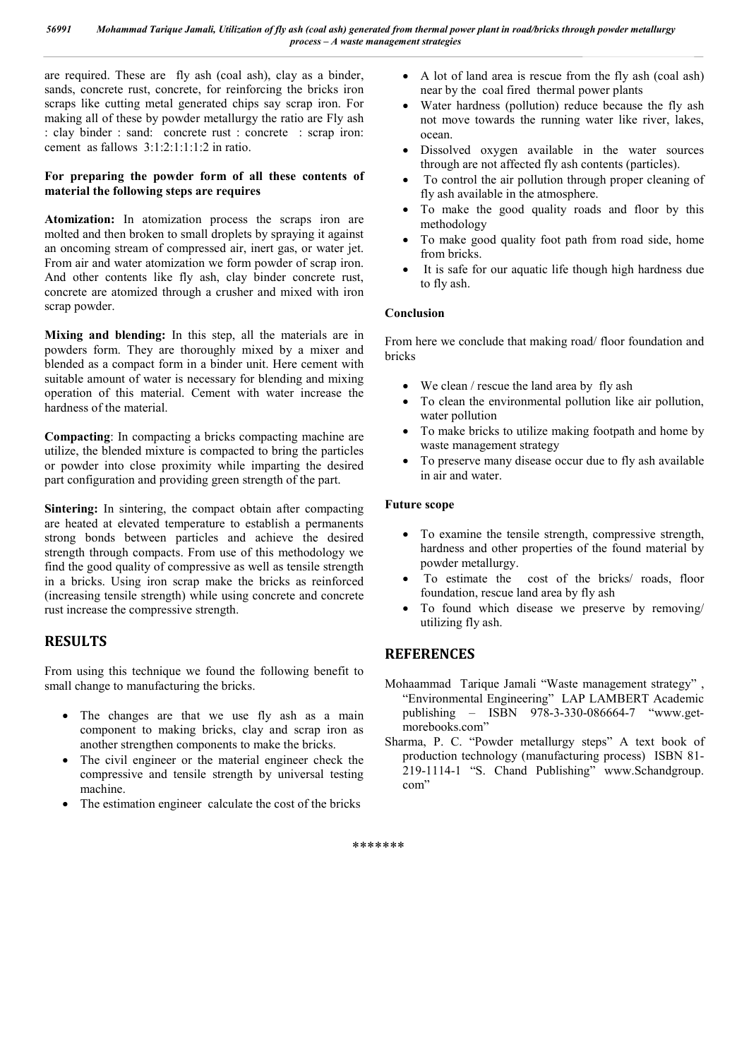are required. These are fly ash (coal ash), clay as a binder, sands, concrete rust, concrete, for reinforcing the bricks iron scraps like cutting metal generated chips say scrap iron. For making all of these by powder metallurgy the ratio are Fly ash : clay binder : sand: concrete rust : concrete : scrap iron: cement as fallows 3:1:2:1:1:1:2 in ratio.

**For preparing the powder form of all these contents of material the following steps are requires**

**Atomization:** In atomization process the scraps iron are molted and then broken to small droplets by spraying it against an oncoming stream of compressed air, inert gas, or water jet. From air and water atomization we form powder of scrap iron. And other contents like fly ash, clay binder concrete rust, concrete are atomized through a crusher and mixed with iron scrap powder.

**Mixing and blending:** In this step, all the materials are in powders form. They are thoroughly mixed by a mixer and blended as a compact form in a binder unit. Here cement with suitable amount of water is necessary for blending and mixing operation of this material. Cement with water increase the hardness of the material.

**Compacting**: In compacting a bricks compacting machine are utilize, the blended mixture is compacted to bring the particles or powder into close proximity while imparting the desired part configuration and providing green strength of the part.

**Sintering:** In sintering, the compact obtain after compacting are heated at elevated temperature to establish a permanents strong bonds between particles and achieve the desired strength through compacts. From use of this methodology we find the good quality of compressive as well as tensile strength in a bricks. Using iron scrap make the bricks as reinforced (increasing tensile strength) while using concrete and concrete rust increase the compressive strength.

## RESULTS

From using this technique we found the following benefit to small change to manufacturing the bricks.

- The changes are that we use fly ash as a main component to making bricks, clay and scrap iron as another strengthen components to make the bricks.
- The civil engineer or the material engineer check the compressive and tensile strength by universal testing machine.
- The estimation engineer calculate the cost of the bricks
- A lot of land area is rescue from the fly ash (coal ash) near by the coal fired thermal power plants
- Water hardness (pollution) reduce because the fly ash not move towards the running water like river, lakes, ocean.
- Dissolved oxygen available in the water sources through are not affected fly ash contents (particles).
- To control the air pollution through proper cleaning of fly ash available in the atmosphere.
- To make the good quality roads and floor by this methodology
- To make good quality foot path from road side, home from bricks.
- It is safe for our aquatic life though high hardness due to fly ash.

### Conclusion

From here we conclude that making road/ floor foundation and bricks

- We clean / rescue the land area by fly ash
- To clean the environmental pollution like air pollution, water pollution
- To make bricks to utilize making footpath and home by waste management strategy
- To preserve many disease occur due to fly ash available in air and water.

### Future scope

- To examine the tensile strength, compressive strength, hardness and other properties of the found material by powder metallurgy.
- To estimate the cost of the bricks/ roads, floor foundation, rescue land area by fly ash
- To found which disease we preserve by removing/ utilizing fly ash.

## REFERENCES

Mohaammad Tarique Jamali "Waste management strategy" , "Environmental Engineering" LAP LAMBERT Academic publishing – ISBN 978-3-330-086664-7 "www.get-morebooks.com"

Sharma, P. C. "Powder metallurgy steps" A text book of production technology (manufacturing process) ISBN 81-219-1114-1 "S. Chand Publishing" www.Schandgroup.com"

\*\*\*\*\*\*\*